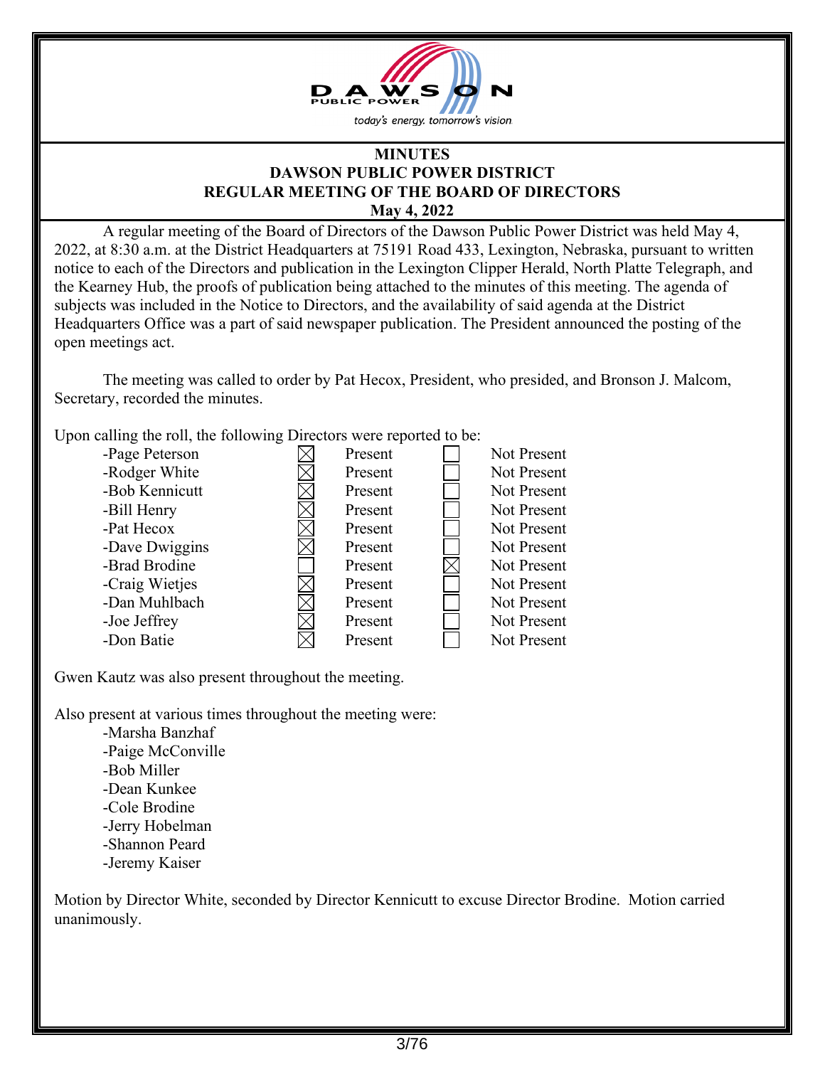# MINUTES
## DAWSON PUBLIC POWER DISTRICT
## REGULAR MEETING OF THE BOARD OF DIRECTORS
## May 4, 2022

A regular meeting of the Board of Directors of the Dawson Public Power District was held May 4, 2022, at 8:30 a.m. at the District Headquarters at 75191 Road 433, Lexington, Nebraska, pursuant to written notice to each of the Directors and publication in the Lexington Clipper Herald, North Platte Telegraph, and the Kearney Hub, the proofs of publication being attached to the minutes of this meeting. The agenda of subjects was included in the Notice to Directors, and the availability of said agenda at the District Headquarters Office was a part of said newspaper publication. The President announced the posting of the open meetings act.

The meeting was called to order by Pat Hecox, President, who presided, and Bronson J. Malcom, Secretary, recorded the minutes.

Upon calling the roll, the following Directors were reported to be:

| Director | Present | Not Present |
|---|---|---|
| -Page Peterson | ☒ | ☐ |
| -Rodger White | ☒ | ☐ |
| -Bob Kennicutt | ☒ | ☐ |
| -Bill Henry | ☒ | ☐ |
| -Pat Hecox | ☒ | ☐ |
| -Dave Dwiggins | ☒ | ☐ |
| -Brad Brodine | ☐ | ☒ |
| -Craig Wietjes | ☒ | ☐ |
| -Dan Muhlbach | ☒ | ☐ |
| -Joe Jeffrey | ☒ | ☐ |
| -Don Batie | ☒ | ☐ |

Gwen Kautz was also present throughout the meeting.

Also present at various times throughout the meeting were:

- Marsha Banzhaf
- Paige McConville
- Bob Miller
- Dean Kunkee
- Cole Brodine
- Jerry Hobelman
- Shannon Peard
- Jeremy Kaiser

Motion by Director White, seconded by Director Kennicutt to excuse Director Brodine. Motion carried unanimously.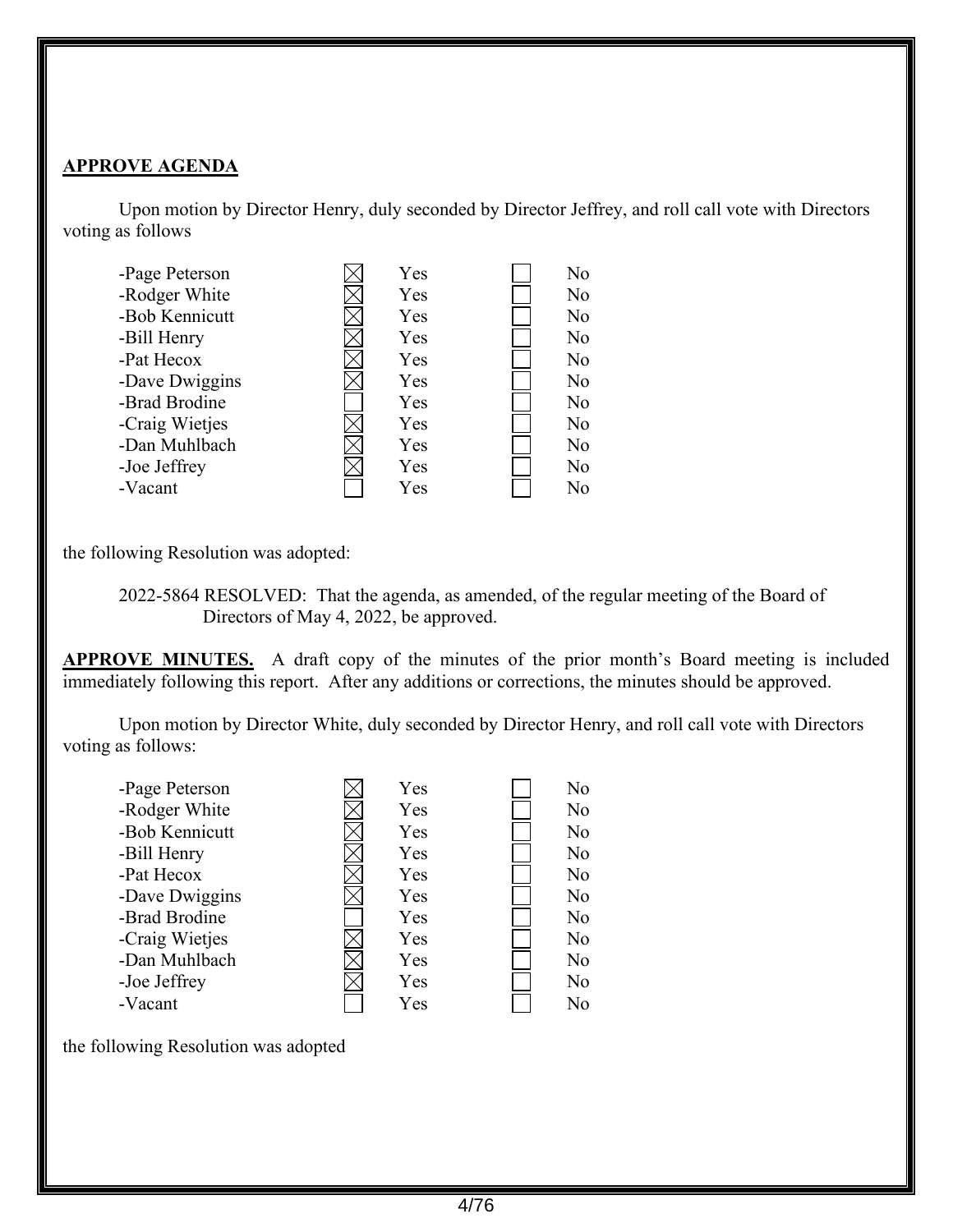**APPROVE AGENDA**

Upon motion by Director Henry, duly seconded by Director Jeffrey, and roll call vote with Directors voting as follows

| Director | Yes | No |
|---|---|---|
| -Page Peterson | ☒ Yes | ☐ No |
| -Rodger White | ☒ Yes | ☐ No |
| -Bob Kennicutt | ☒ Yes | ☐ No |
| -Bill Henry | ☒ Yes | ☐ No |
| -Pat Hecox | ☒ Yes | ☐ No |
| -Dave Dwiggins | ☒ Yes | ☐ No |
| -Brad Brodine | ☐ Yes | ☐ No |
| -Craig Wietjes | ☒ Yes | ☐ No |
| -Dan Muhlbach | ☒ Yes | ☐ No |
| -Joe Jeffrey | ☒ Yes | ☐ No |
| -Vacant | ☐ Yes | ☐ No |

the following Resolution was adopted:

2022-5864 RESOLVED: That the agenda, as amended, of the regular meeting of the Board of Directors of May 4, 2022, be approved.

**APPROVE MINUTES.** A draft copy of the minutes of the prior month's Board meeting is included immediately following this report. After any additions or corrections, the minutes should be approved.

Upon motion by Director White, duly seconded by Director Henry, and roll call vote with Directors voting as follows:

| Director | Yes | No |
|---|---|---|
| -Page Peterson | ☒ Yes | ☐ No |
| -Rodger White | ☒ Yes | ☐ No |
| -Bob Kennicutt | ☒ Yes | ☐ No |
| -Bill Henry | ☒ Yes | ☐ No |
| -Pat Hecox | ☒ Yes | ☐ No |
| -Dave Dwiggins | ☒ Yes | ☐ No |
| -Brad Brodine | ☐ Yes | ☐ No |
| -Craig Wietjes | ☒ Yes | ☐ No |
| -Dan Muhlbach | ☒ Yes | ☐ No |
| -Joe Jeffrey | ☒ Yes | ☐ No |
| -Vacant | ☐ Yes | ☐ No |

the following Resolution was adopted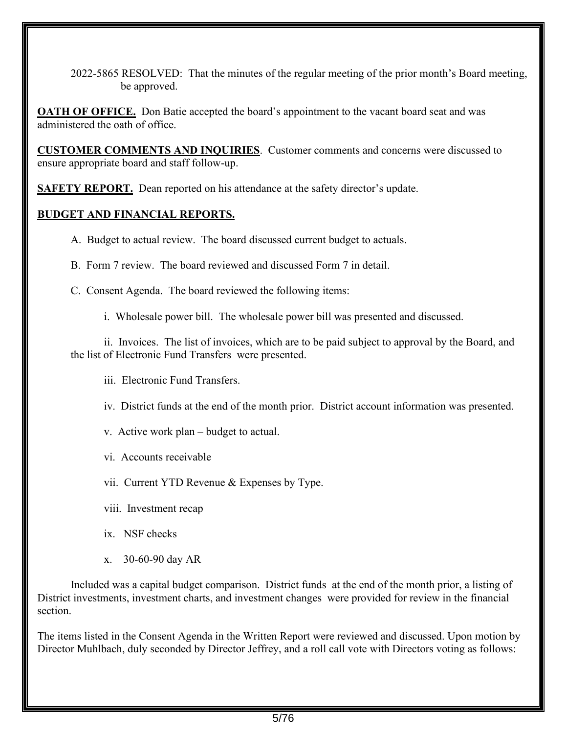2022-5865 RESOLVED: That the minutes of the regular meeting of the prior month's Board meeting, be approved.

**OATH OF OFFICE.** Don Batie accepted the board's appointment to the vacant board seat and was administered the oath of office.

**CUSTOMER COMMENTS AND INQUIRIES**. Customer comments and concerns were discussed to ensure appropriate board and staff follow-up.

**SAFETY REPORT.** Dean reported on his attendance at the safety director's update.

**BUDGET AND FINANCIAL REPORTS.**

A. Budget to actual review. The board discussed current budget to actuals.

B. Form 7 review. The board reviewed and discussed Form 7 in detail.

C. Consent Agenda. The board reviewed the following items:

i. Wholesale power bill. The wholesale power bill was presented and discussed.

ii. Invoices. The list of invoices, which are to be paid subject to approval by the Board, and the list of Electronic Fund Transfers were presented.

iii. Electronic Fund Transfers.

iv. District funds at the end of the month prior. District account information was presented.

v. Active work plan – budget to actual.

vi. Accounts receivable

vii. Current YTD Revenue & Expenses by Type.

viii. Investment recap

ix. NSF checks

x. 30-60-90 day AR

Included was a capital budget comparison. District funds at the end of the month prior, a listing of District investments, investment charts, and investment changes were provided for review in the financial section.

The items listed in the Consent Agenda in the Written Report were reviewed and discussed. Upon motion by Director Muhlbach, duly seconded by Director Jeffrey, and a roll call vote with Directors voting as follows: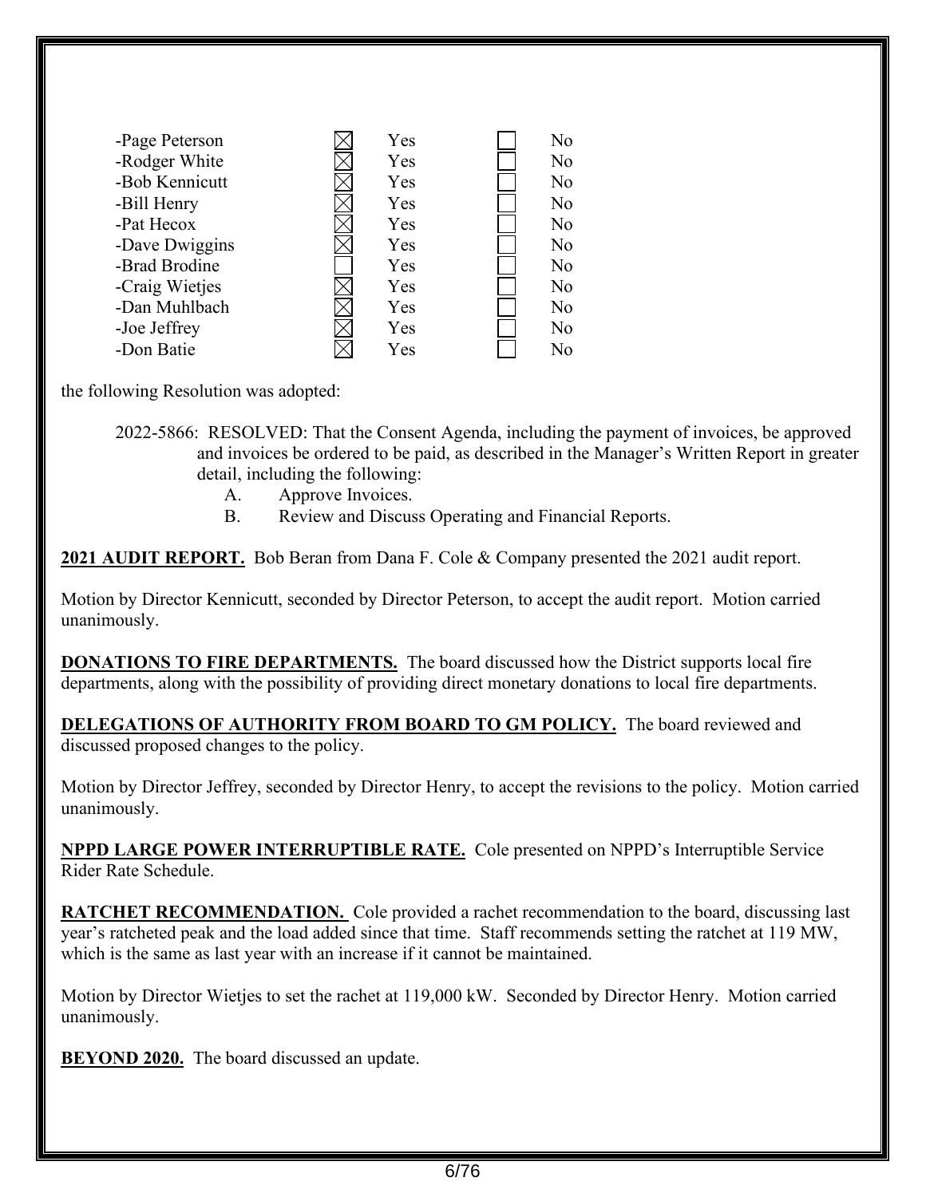| | | | | |
|---|---|---|---|---|
| -Page Peterson | ☒ | Yes | ☐ | No |
| -Rodger White | ☒ | Yes | ☐ | No |
| -Bob Kennicutt | ☒ | Yes | ☐ | No |
| -Bill Henry | ☒ | Yes | ☐ | No |
| -Pat Hecox | ☒ | Yes | ☐ | No |
| -Dave Dwiggins | ☒ | Yes | ☐ | No |
| -Brad Brodine | ☐ | Yes | ☐ | No |
| -Craig Wietjes | ☒ | Yes | ☐ | No |
| -Dan Muhlbach | ☒ | Yes | ☐ | No |
| -Joe Jeffrey | ☒ | Yes | ☐ | No |
| -Don Batie | ☒ | Yes | ☐ | No |

the following Resolution was adopted:

2022-5866: RESOLVED: That the Consent Agenda, including the payment of invoices, be approved and invoices be ordered to be paid, as described in the Manager's Written Report in greater detail, including the following:

A. Approve Invoices.

B. Review and Discuss Operating and Financial Reports.

**2021 AUDIT REPORT.** Bob Beran from Dana F. Cole & Company presented the 2021 audit report.

Motion by Director Kennicutt, seconded by Director Peterson, to accept the audit report. Motion carried unanimously.

**DONATIONS TO FIRE DEPARTMENTS.** The board discussed how the District supports local fire departments, along with the possibility of providing direct monetary donations to local fire departments.

**DELEGATIONS OF AUTHORITY FROM BOARD TO GM POLICY.** The board reviewed and discussed proposed changes to the policy.

Motion by Director Jeffrey, seconded by Director Henry, to accept the revisions to the policy. Motion carried unanimously.

**NPPD LARGE POWER INTERRUPTIBLE RATE.** Cole presented on NPPD's Interruptible Service Rider Rate Schedule.

**RATCHET RECOMMENDATION.** Cole provided a rachet recommendation to the board, discussing last year's ratcheted peak and the load added since that time. Staff recommends setting the ratchet at 119 MW, which is the same as last year with an increase if it cannot be maintained.

Motion by Director Wietjes to set the rachet at 119,000 kW. Seconded by Director Henry. Motion carried unanimously.

**BEYOND 2020.** The board discussed an update.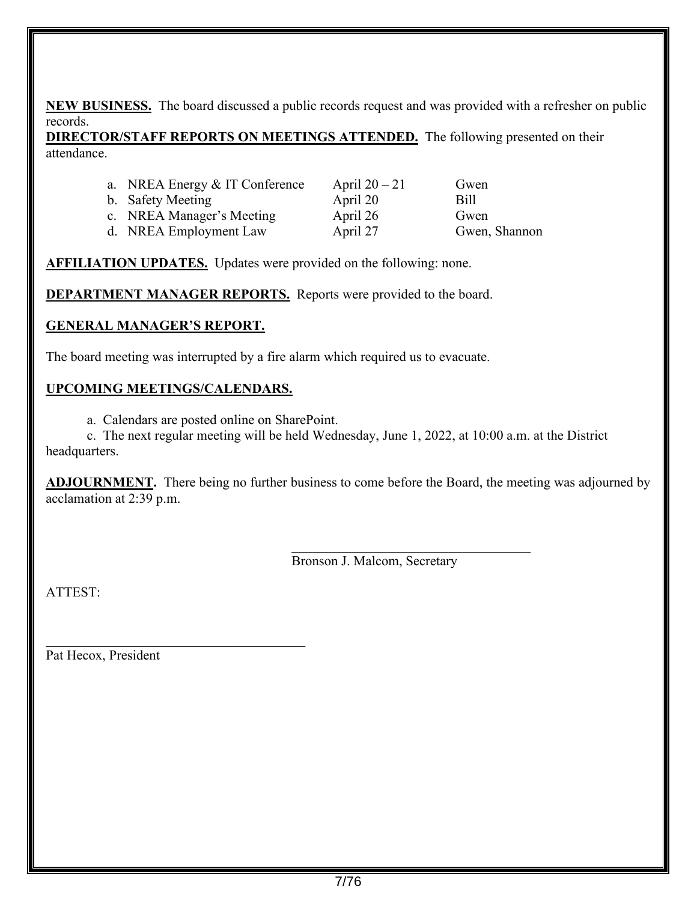**NEW BUSINESS.** The board discussed a public records request and was provided with a refresher on public records.

**DIRECTOR/STAFF REPORTS ON MEETINGS ATTENDED.** The following presented on their attendance.

| | | |
|---|---|---|
| a. NREA Energy & IT Conference | April 20 – 21 | Gwen |
| b. Safety Meeting | April 20 | Bill |
| c. NREA Manager's Meeting | April 26 | Gwen |
| d. NREA Employment Law | April 27 | Gwen, Shannon |

**AFFILIATION UPDATES.** Updates were provided on the following: none.

**DEPARTMENT MANAGER REPORTS.** Reports were provided to the board.

**GENERAL MANAGER'S REPORT.**

The board meeting was interrupted by a fire alarm which required us to evacuate.

**UPCOMING MEETINGS/CALENDARS.**

a. Calendars are posted online on SharePoint.

c. The next regular meeting will be held Wednesday, June 1, 2022, at 10:00 a.m. at the District headquarters.

**ADJOURNMENT.** There being no further business to come before the Board, the meeting was adjourned by acclamation at 2:39 p.m.

\_\_\_\_\_\_\_\_\_\_\_\_\_\_\_\_\_\_\_\_\_\_\_\_\_\_\_\_\_\_\_\_\_\_\_
Bronson J. Malcom, Secretary

ATTEST:

\_\_\_\_\_\_\_\_\_\_\_\_\_\_\_\_\_\_\_\_\_\_\_\_\_\_\_\_\_\_\_\_\_\_\_
Pat Hecox, President